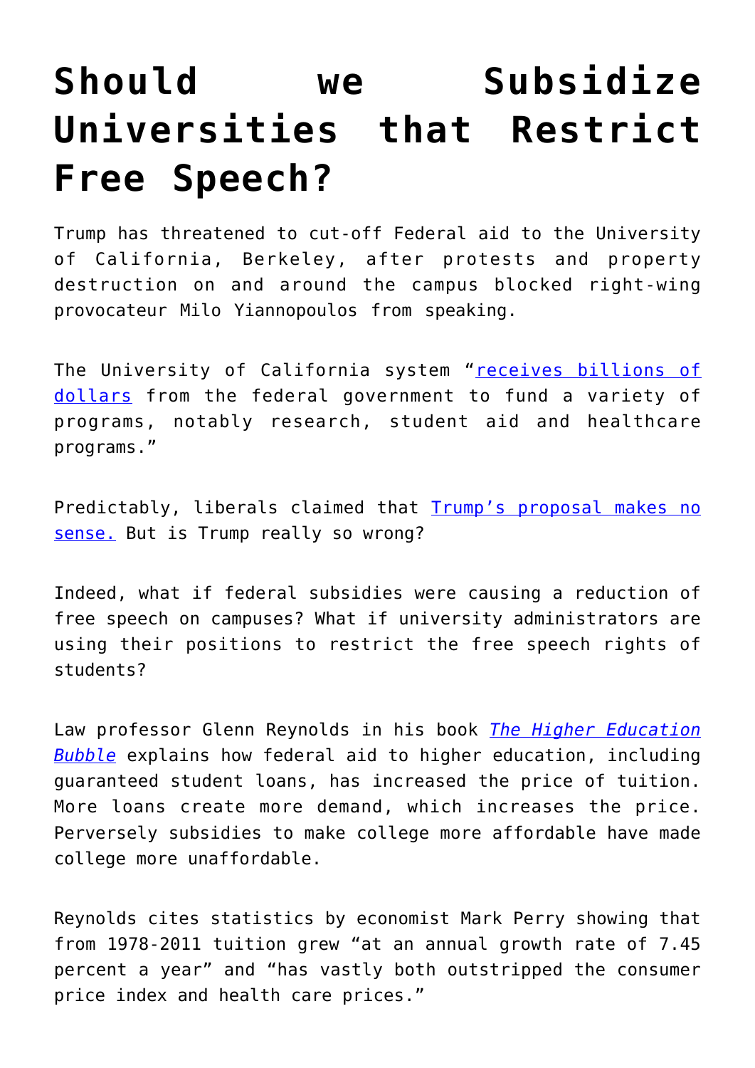# Should we Subsidize Universities that Restrict Free Speech?

Trump has threatened to cut-off Federal aid to the University of California, Berkeley, after protests and property destruction on and around the campus blocked right-wing provocateur Milo Yiannopoulos from speaking.

The University of California system "receives billions of dollars from the federal government to fund a variety of programs, notably research, student aid and healthcare programs."

Predictably, liberals claimed that Trump's proposal makes no sense. But is Trump really so wrong?

Indeed, what if federal subsidies were causing a reduction of free speech on campuses? What if university administrators are using their positions to restrict the free speech rights of students?

Law professor Glenn Reynolds in his book *The Higher Education Bubble* explains how federal aid to higher education, including guaranteed student loans, has increased the price of tuition. More loans create more demand, which increases the price. Perversely subsidies to make college more affordable have made college more unaffordable.

Reynolds cites statistics by economist Mark Perry showing that from 1978-2011 tuition grew "at an annual growth rate of 7.45 percent a year" and "has vastly both outstripped the consumer price index and health care prices."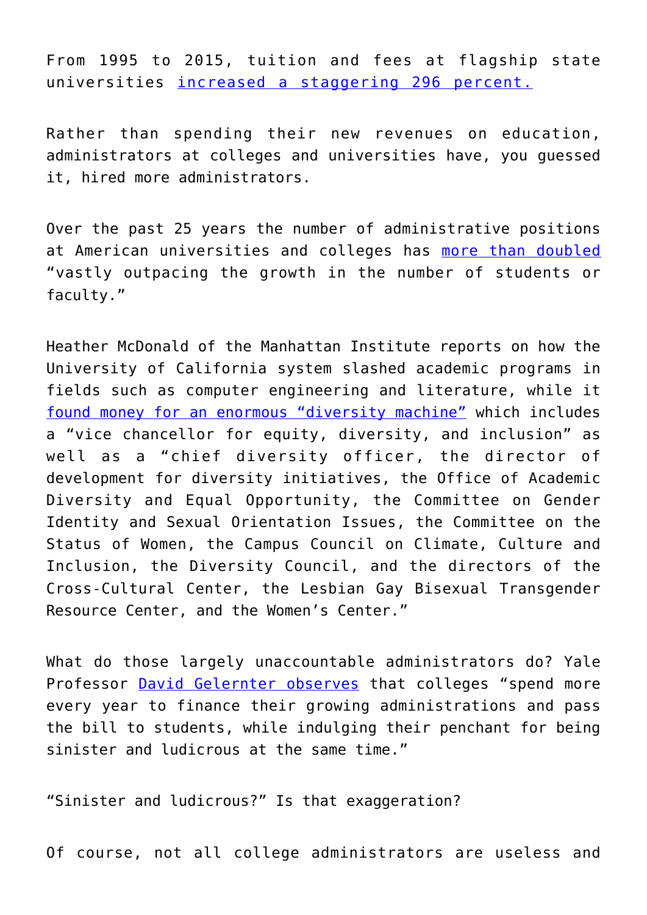From 1995 to 2015, tuition and fees at flagship state universities increased a staggering 296 percent.

Rather than spending their new revenues on education, administrators at colleges and universities have, you guessed it, hired more administrators.

Over the past 25 years the number of administrative positions at American universities and colleges has more than doubled "vastly outpacing the growth in the number of students or faculty."

Heather McDonald of the Manhattan Institute reports on how the University of California system slashed academic programs in fields such as computer engineering and literature, while it found money for an enormous "diversity machine" which includes a "vice chancellor for equity, diversity, and inclusion" as well as a "chief diversity officer, the director of development for diversity initiatives, the Office of Academic Diversity and Equal Opportunity, the Committee on Gender Identity and Sexual Orientation Issues, the Committee on the Status of Women, the Campus Council on Climate, Culture and Inclusion, the Diversity Council, and the directors of the Cross-Cultural Center, the Lesbian Gay Bisexual Transgender Resource Center, and the Women's Center."

What do those largely unaccountable administrators do? Yale Professor David Gelernter observes that colleges "spend more every year to finance their growing administrations and pass the bill to students, while indulging their penchant for being sinister and ludicrous at the same time."

"Sinister and ludicrous?" Is that exaggeration?

Of course, not all college administrators are useless and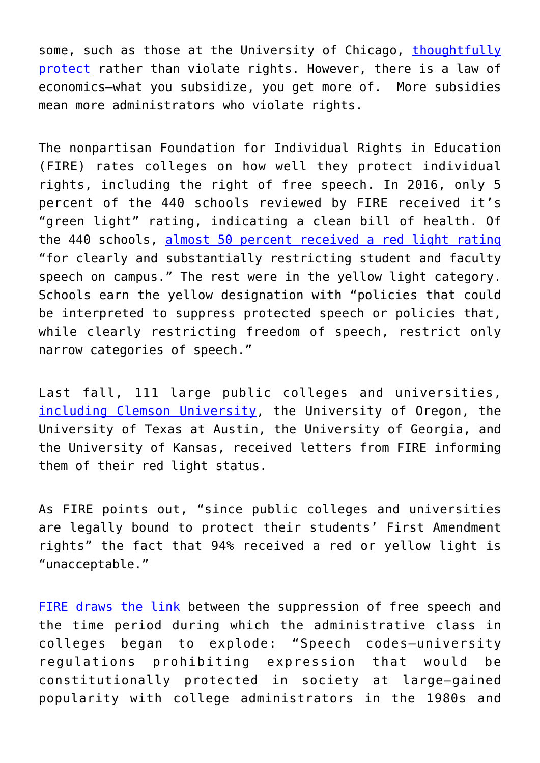some, such as those at the University of Chicago, thoughtfully protect rather than violate rights. However, there is a law of economics—what you subsidize, you get more of. More subsidies mean more administrators who violate rights.

The nonpartisan Foundation for Individual Rights in Education (FIRE) rates colleges on how well they protect individual rights, including the right of free speech. In 2016, only 5 percent of the 440 schools reviewed by FIRE received it's "green light" rating, indicating a clean bill of health. Of the 440 schools, almost 50 percent received a red light rating "for clearly and substantially restricting student and faculty speech on campus." The rest were in the yellow light category. Schools earn the yellow designation with "policies that could be interpreted to suppress protected speech or policies that, while clearly restricting freedom of speech, restrict only narrow categories of speech."

Last fall, 111 large public colleges and universities, including Clemson University, the University of Oregon, the University of Texas at Austin, the University of Georgia, and the University of Kansas, received letters from FIRE informing them of their red light status.

As FIRE points out, "since public colleges and universities are legally bound to protect their students' First Amendment rights" the fact that 94% received a red or yellow light is "unacceptable."

FIRE draws the link between the suppression of free speech and the time period during which the administrative class in colleges began to explode: "Speech codes—university regulations prohibiting expression that would be constitutionally protected in society at large—gained popularity with college administrators in the 1980s and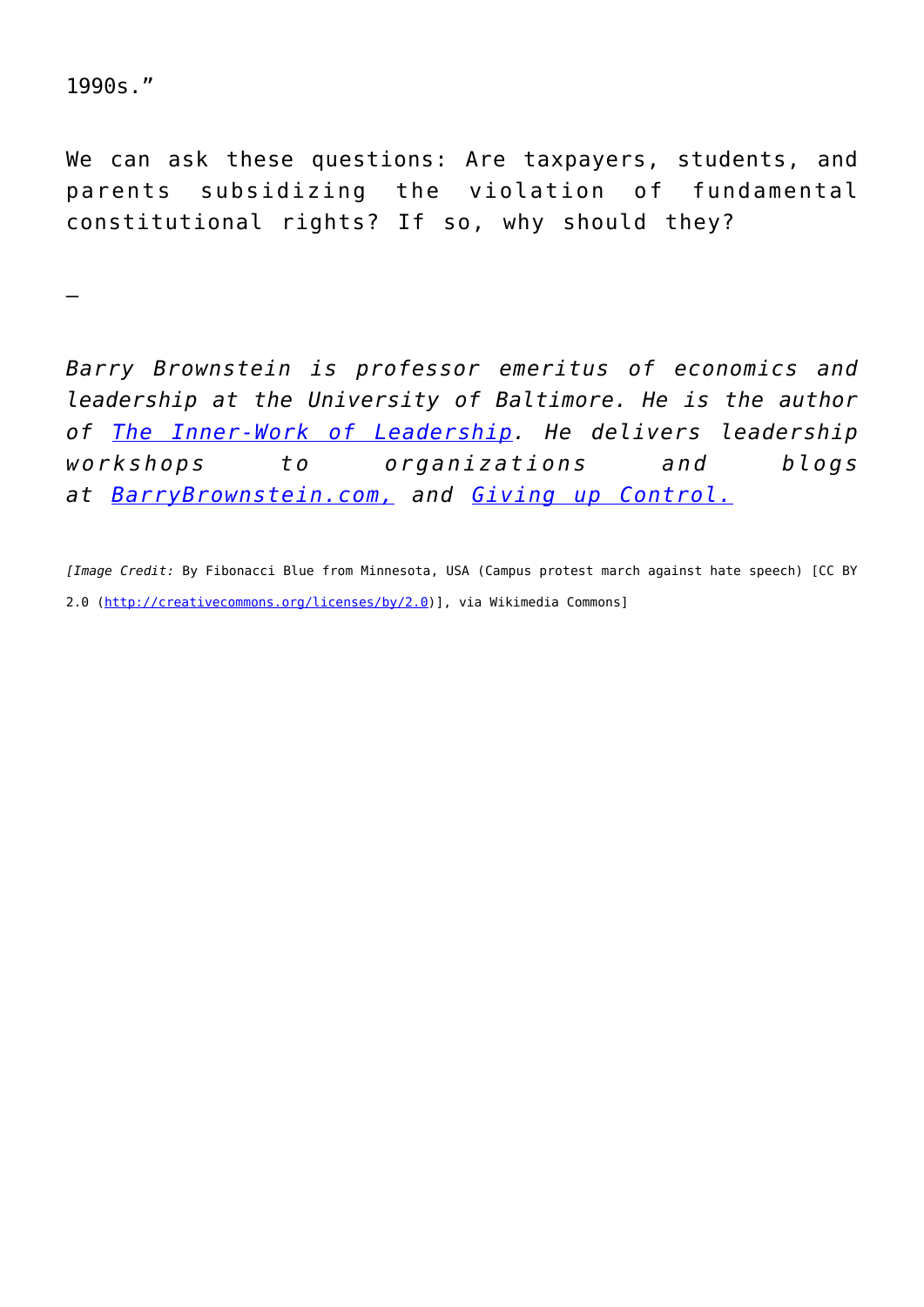1990s."

We can ask these questions: Are taxpayers, students, and parents subsidizing the violation of fundamental constitutional rights? If so, why should they?

—

*Barry Brownstein is professor emeritus of economics and leadership at the University of Baltimore. He is the author of [The Inner-Work of Leadership](). He delivers leadership workshops to organizations and blogs at [BarryBrownstein.com,]() and [Giving up Control.]()*

*[Image Credit:* By Fibonacci Blue from Minnesota, USA (Campus protest march against hate speech) [CC BY 2.0 (http://creativecommons.org/licenses/by/2.0)], via Wikimedia Commons]